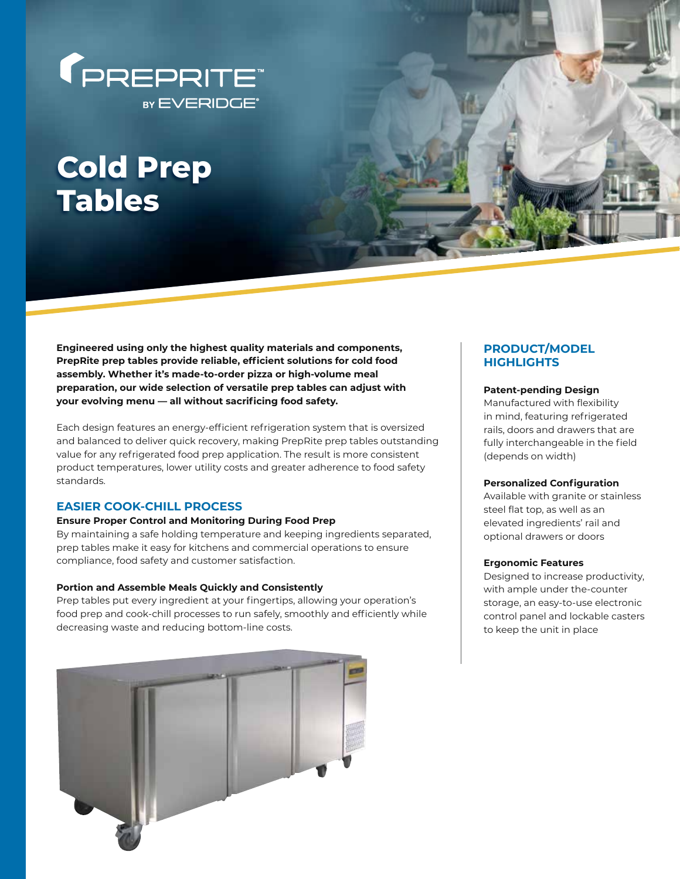PREPRITE™ BY EVERIDGE®

# Cold Prep Tables

**Engineered using only the highest quality materials and components, PrepRite prep tables provide reliable, efficient solutions for cold food assembly. Whether it's made-to-order pizza or high-volume meal preparation, our wide selection of versatile prep tables can adjust with your evolving menu — all without sacrificing food safety.**

Each design features an energy-efficient refrigeration system that is oversized and balanced to deliver quick recovery, making PrepRite prep tables outstanding value for any refrigerated food prep application. The result is more consistent product temperatures, lower utility costs and greater adherence to food safety standards.

## EASIER COOK-CHILL PROCESS

**Ensure Proper Control and Monitoring During Food Prep**

By maintaining a safe holding temperature and keeping ingredients separated, prep tables make it easy for kitchens and commercial operations to ensure compliance, food safety and customer satisfaction.

**Portion and Assemble Meals Quickly and Consistently**

Prep tables put every ingredient at your fingertips, allowing your operation's food prep and cook-chill processes to run safely, smoothly and efficiently while decreasing waste and reducing bottom-line costs.

## PRODUCT/MODEL HIGHLIGHTS

**Patent-pending Design**

Manufactured with flexibility in mind, featuring refrigerated rails, doors and drawers that are fully interchangeable in the field (depends on width)

**Personalized Configuration**

Available with granite or stainless steel flat top, as well as an elevated ingredients' rail and optional drawers or doors

**Ergonomic Features**

Designed to increase productivity, with ample under the-counter storage, an easy-to-use electronic control panel and lockable casters to keep the unit in place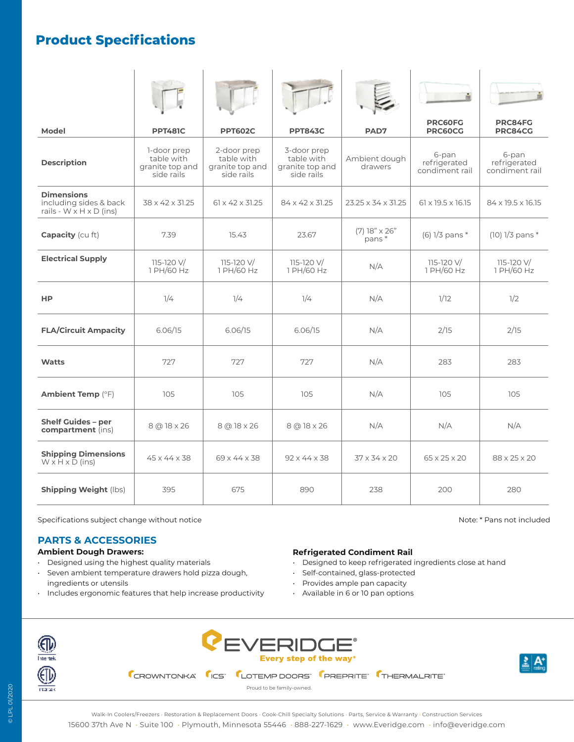# Product Specifications

| Model | PPT481C | PPT602C | PPT843C | PAD7 | PRC60FG PRC60CG | PRC84FG PRC84CG |
|---|---|---|---|---|---|---|
| **Description** | 1-door prep table with granite top and side rails | 2-door prep table with granite top and side rails | 3-door prep table with granite top and side rails | Ambient dough drawers | 6-pan refrigerated condiment rail | 6-pan refrigerated condiment rail |
| **Dimensions** including sides & back rails - W x H x D (ins) | 38 x 42 x 31.25 | 61 x 42 x 31.25 | 84 x 42 x 31.25 | 23.25 x 34 x 31.25 | 61 x 19.5 x 16.15 | 84 x 19.5 x 16.15 |
| **Capacity** (cu ft) | 7.39 | 15.43 | 23.67 | (7) 18" x 26" pans * | (6) 1/3 pans * | (10) 1/3 pans * |
| **Electrical Supply** | 115-120 V/ 1 PH/60 Hz | 115-120 V/ 1 PH/60 Hz | 115-120 V/ 1 PH/60 Hz | N/A | 115-120 V/ 1 PH/60 Hz | 115-120 V/ 1 PH/60 Hz |
| **HP** | 1/4 | 1/4 | 1/4 | N/A | 1/12 | 1/2 |
| **FLA/Circuit Ampacity** | 6.06/15 | 6.06/15 | 6.06/15 | N/A | 2/15 | 2/15 |
| **Watts** | 727 | 727 | 727 | N/A | 283 | 283 |
| **Ambient Temp** (°F) | 105 | 105 | 105 | N/A | 105 | 105 |
| **Shelf Guides – per compartment** (ins) | 8 @ 18 x 26 | 8 @ 18 x 26 | 8 @ 18 x 26 | N/A | N/A | N/A |
| **Shipping Dimensions** W x H x D (ins) | 45 x 44 x 38 | 69 x 44 x 38 | 92 x 44 x 38 | 37 x 34 x 20 | 65 x 25 x 20 | 88 x 25 x 20 |
| **Shipping Weight** (lbs) | 395 | 675 | 890 | 238 | 200 | 280 |

Specifications subject change without notice

Note: * Pans not included

## PARTS & ACCESSORIES

**Ambient Dough Drawers:**

- Designed using the highest quality materials
- Seven ambient temperature drawers hold pizza dough, ingredients or utensils
- Includes ergonomic features that help increase productivity

**Refrigerated Condiment Rail**

- Designed to keep refrigerated ingredients close at hand
- Self-contained, glass-protected
- Provides ample pan capacity
- Available in 6 or 10 pan options

EVERIDGE® Every step of the way®

CROWNTONKA® ICS® LOTEMP DOORS® PREPRITE® THERMALRITE®

Proud to be family-owned.

Walk-In Coolers/Freezers · Restoration & Replacement Doors · Cook-Chill Specialty Solutions · Parts, Service & Warranty · Construction Services

15600 37th Ave N · Suite 100 · Plymouth, Minnesota 55446 · 888-227-1629 · www.Everidge.com · info@everidge.com

© LPL 01/2020